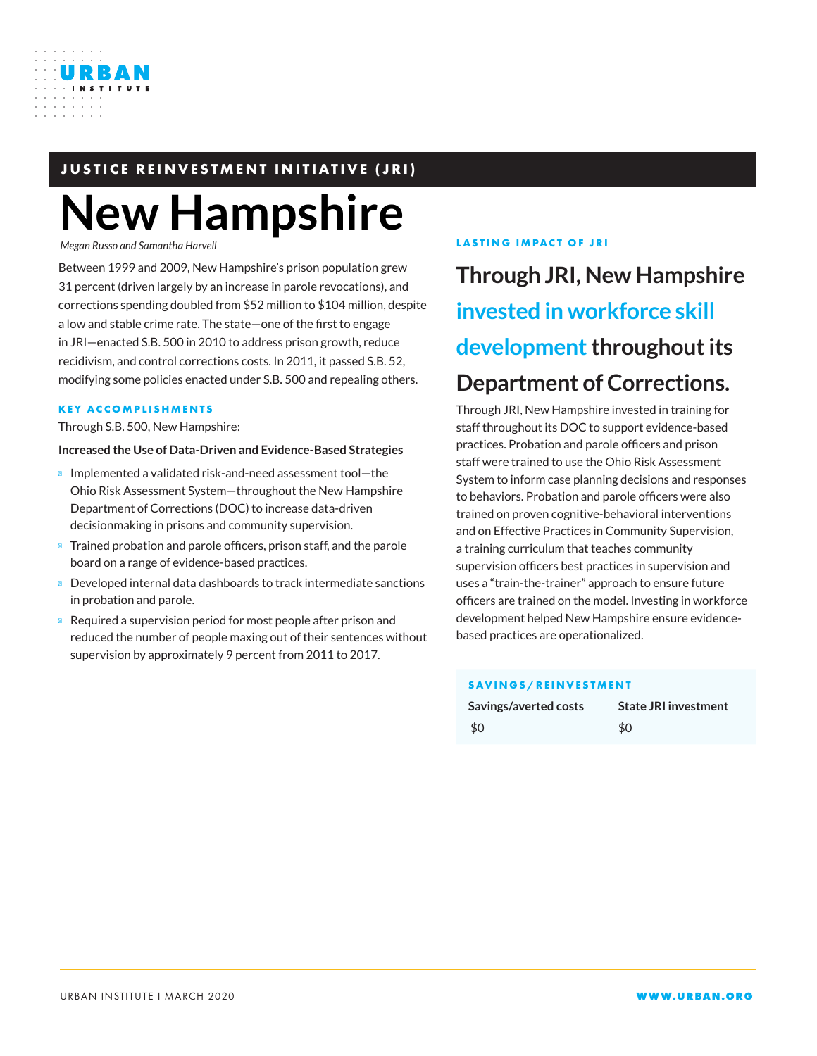JUSTICE REINVESTMENT INITIATIVE (JRI)

# New Hampshire

*Megan Russo and Samantha Harvell*

Between 1999 and 2009, New Hampshire's prison population grew 31 percent (driven largely by an increase in parole revocations), and corrections spending doubled from $52 million to $104 million, despite a low and stable crime rate. The state—one of the first to engage in JRI—enacted S.B. 500 in 2010 to address prison growth, reduce recidivism, and control corrections costs. In 2011, it passed S.B. 52, modifying some policies enacted under S.B. 500 and repealing others.

### KEY ACCOMPLISHMENTS

Through S.B. 500, New Hampshire:

**Increased the Use of Data-Driven and Evidence-Based Strategies**

- Implemented a validated risk-and-need assessment tool—the Ohio Risk Assessment System—throughout the New Hampshire Department of Corrections (DOC) to increase data-driven decisionmaking in prisons and community supervision.
- Trained probation and parole officers, prison staff, and the parole board on a range of evidence-based practices.
- Developed internal data dashboards to track intermediate sanctions in probation and parole.
- Required a supervision period for most people after prison and reduced the number of people maxing out of their sentences without supervision by approximately 9 percent from 2011 to 2017.

### LASTING IMPACT OF JRI

## Through JRI, New Hampshire invested in workforce skill development throughout its Department of Corrections.

Through JRI, New Hampshire invested in training for staff throughout its DOC to support evidence-based practices. Probation and parole officers and prison staff were trained to use the Ohio Risk Assessment System to inform case planning decisions and responses to behaviors. Probation and parole officers were also trained on proven cognitive-behavioral interventions and on Effective Practices in Community Supervision, a training curriculum that teaches community supervision officers best practices in supervision and uses a "train-the-trainer" approach to ensure future officers are trained on the model. Investing in workforce development helped New Hampshire ensure evidence-based practices are operationalized.

### SAVINGS/REINVESTMENT

| Savings/averted costs | State JRI investment |
| --- | --- |
| $0 | $0 |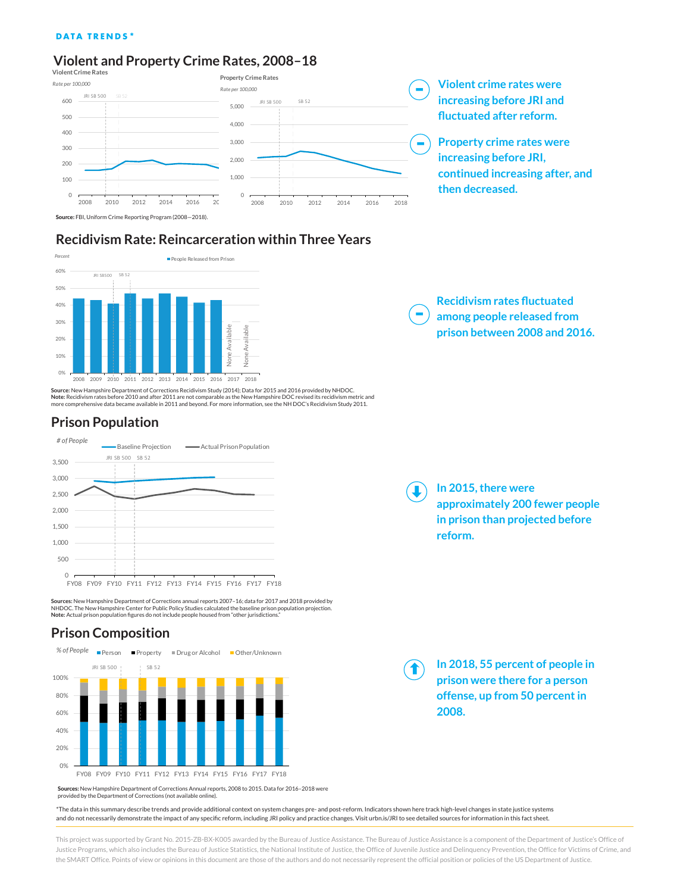**DATA TRENDS***

## Violent and Property Crime Rates, 2008–18

Violent Crime Rates

*Rate per 100,000*

JRI SB 500 SB 52

600
500
400
300
200
100
0

2008 2010 2012 2014 2016 20

Property Crime Rates

*Rate per 100,000*

JRI SB 500 SB 52

5,000
4,000
3,000
2,000
1,000
0

2008 2010 2012 2014 2016 2018

**Source:** FBI, Uniform Crime Reporting Program (2008—2018).

**Violent crime rates were increasing before JRI and fluctuated after reform.**

**Property crime rates were increasing before JRI, continued increasing after, and then decreased.**

## Recidivism Rate: Reincarceration within Three Years

*Percent*

People Released from Prison

JRI SB500 SB 52

60%
50%
40%
30%
20%
10%
0%

2008 2009 2010 2011 2012 2013 2014 2015 2016 2017 2018

None Available
None Available

**Source:** New Hampshire Department of Corrections Recidivism Study (2014); Data for 2015 and 2016 provided by NHDOC.
**Note:** Recidivism rates before 2010 and after 2011 are not comparable as the New Hampshire DOC revised its recidivism metric and more comprehensive data became available in 2011 and beyond. For more information, see the NH DOC's Recidivism Study 2011.

**Recidivism rates fluctuated among people released from prison between 2008 and 2016.**

## Prison Population

*# of People*

Baseline Projection
Actual Prison Population

JRI SB 500 SB 52

3,500
3,000
2,500
2,000
1,500
1,000
500
0

FY08 FY09 FY10 FY11 FY12 FY13 FY14 FY15 FY16 FY17 FY18

**Sources:** New Hampshire Department of Corrections annual reports 2007–16; data for 2017 and 2018 provided by NHDOC. The New Hampshire Center for Public Policy Studies calculated the baseline prison population projection.
**Note:** Actual prison population figures do not include people housed from "other jurisdictions."

**In 2015, there were approximately 200 fewer people in prison than projected before reform.**

## Prison Composition

*% of People*

Person
Property
Drug or Alcohol
Other/Unknown

JRI SB 500 SB 52

100%
80%
60%
40%
20%
0%

FY08 FY09 FY10 FY11 FY12 FY13 FY14 FY15 FY16 FY17 FY18

**Sources:** New Hampshire Department of Corrections Annual reports, 2008 to 2015. Data for 2016–2018 were provided by the Department of Corrections (not available online).

**In 2018, 55 percent of people in prison were there for a person offense, up from 50 percent in 2008.**

*The data in this summary describe trends and provide additional context on system changes pre- and post-reform. Indicators shown here track high-level changes in state justice systems and do not necessarily demonstrate the impact of any specific reform, including JRI policy and practice changes. Visit urbn.is/JRI to see detailed sources for information in this fact sheet.

This project was supported by Grant No. 2015-ZB-BX-K005 awarded by the Bureau of Justice Assistance. The Bureau of Justice Assistance is a component of the Department of Justice's Office of Justice Programs, which also includes the Bureau of Justice Statistics, the National Institute of Justice, the Office of Juvenile Justice and Delinquency Prevention, the Office for Victims of Crime, and the SMART Office. Points of view or opinions in this document are those of the authors and do not necessarily represent the official position or policies of the US Department of Justice.